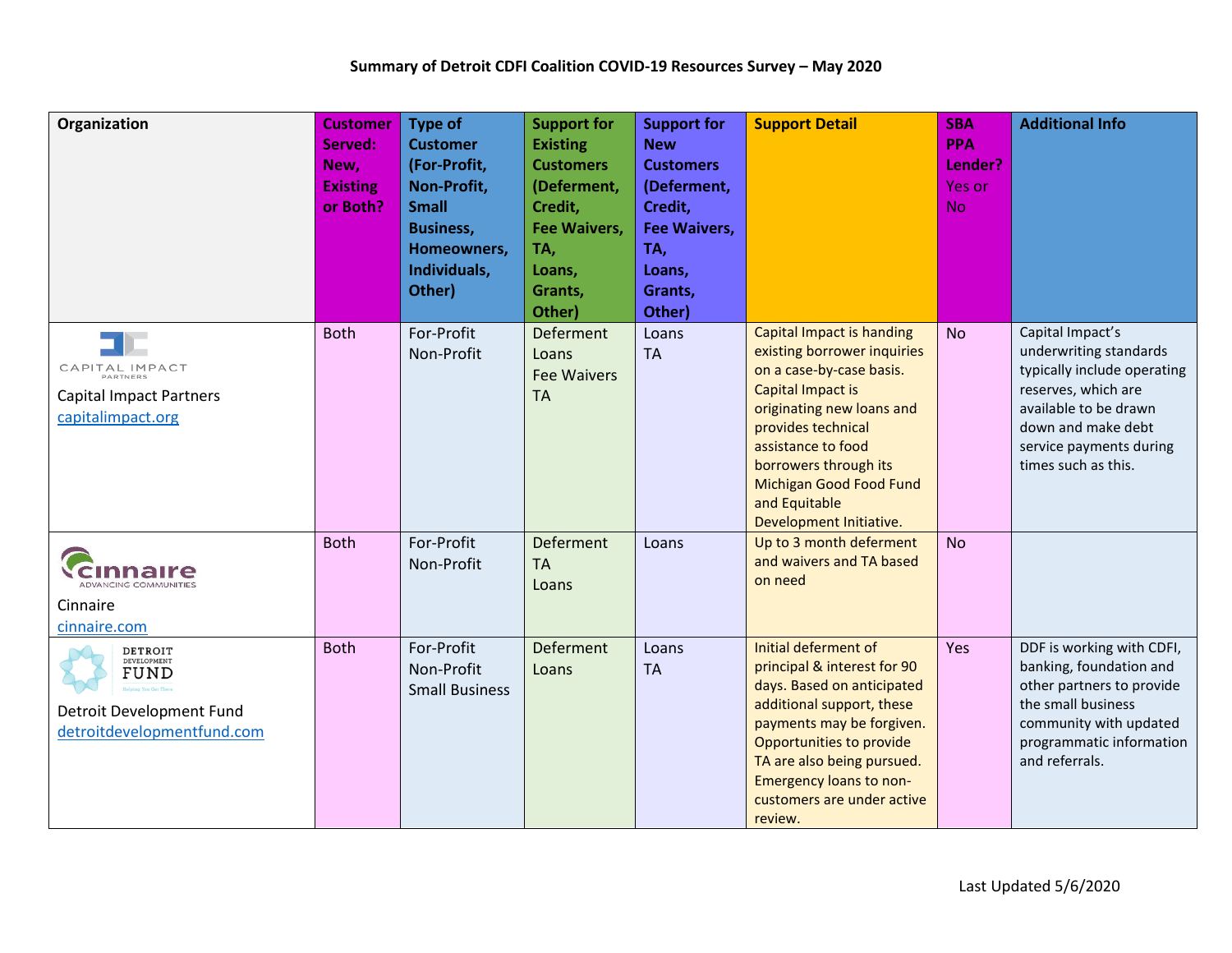# Summary of Detroit CDFI Coalition COVID-19 Resources Survey – May 2020

| Organization | Customer Served: New, Existing or Both? | Type of Customer (For-Profit, Non-Profit, Small Business, Homeowners, Individuals, Other) | Support for Existing Customers (Deferment, Credit, Fee Waivers, TA, Loans, Grants, Other) | Support for New Customers (Deferment, Credit, Fee Waivers, TA, Loans, Grants, Other) | Support Detail | SBA PPA Lender? Yes or No | Additional Info |
|---|---|---|---|---|---|---|---|
| Capital Impact Partners<br>capitalimpact.org | Both | For-Profit<br>Non-Profit | Deferment<br>Loans<br>Fee Waivers<br>TA | Loans<br>TA | Capital Impact is handing existing borrower inquiries on a case-by-case basis. Capital Impact is originating new loans and provides technical assistance to food borrowers through its Michigan Good Food Fund and Equitable Development Initiative. | No | Capital Impact's underwriting standards typically include operating reserves, which are available to be drawn down and make debt service payments during times such as this. |
| Cinnaire<br>cinnaire.com | Both | For-Profit<br>Non-Profit | Deferment<br>TA<br>Loans | Loans | Up to 3 month deferment and waivers and TA based on need | No | |
| Detroit Development Fund<br>detroitdevelopmentfund.com | Both | For-Profit<br>Non-Profit<br>Small Business | Deferment<br>Loans | Loans<br>TA | Initial deferment of principal & interest for 90 days. Based on anticipated additional support, these payments may be forgiven. Opportunities to provide TA are also being pursued. Emergency loans to non-customers are under active review. | Yes | DDF is working with CDFI, banking, foundation and other partners to provide the small business community with updated programmatic information and referrals. |

Last Updated 5/6/2020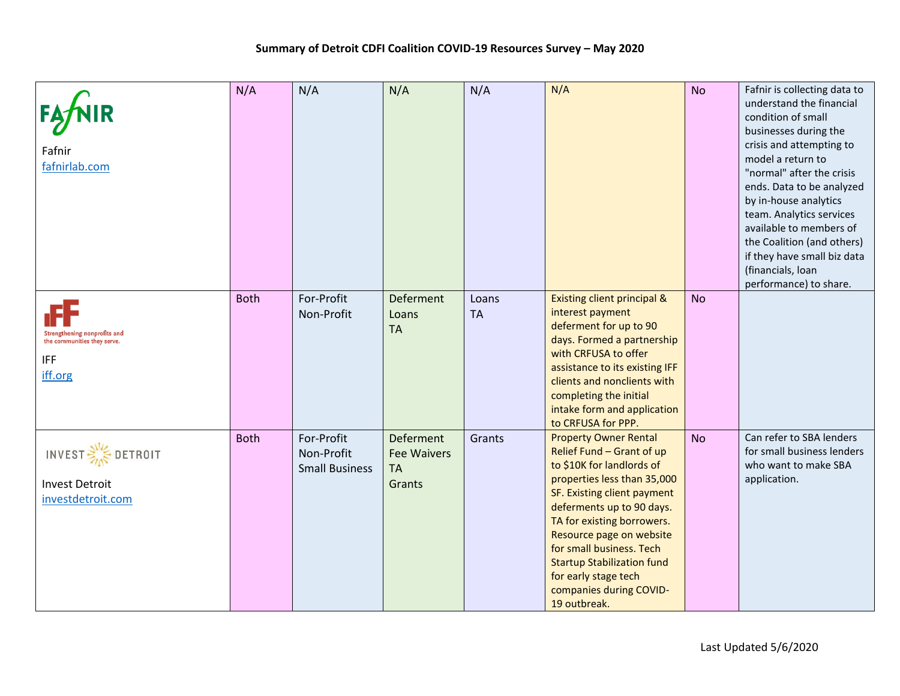**Summary of Detroit CDFI Coalition COVID-19 Resources Survey – May 2020**

| | | | | | | | |
|---|---|---|---|---|---|---|---|
| Fafnir<br>fafnirlab.com | N/A | N/A | N/A | N/A | N/A | No | Fafnir is collecting data to understand the financial condition of small businesses during the crisis and attempting to model a return to "normal" after the crisis ends. Data to be analyzed by in-house analytics team. Analytics services available to members of the Coalition (and others) if they have small biz data (financials, loan performance) to share. |
| Strengthening nonprofits and the communities they serve.<br>IFF<br>iff.org | Both | For-Profit<br>Non-Profit | Deferment<br>Loans<br>TA | Loans<br>TA | Existing client principal & interest payment deferment for up to 90 days. Formed a partnership with CRFUSA to offer assistance to its existing IFF clients and nonclients with completing the initial intake form and application to CRFUSA for PPP. | No | |
| Invest Detroit<br>investdetroit.com | Both | For-Profit<br>Non-Profit<br>Small Business | Deferment<br>Fee Waivers<br>TA<br>Grants | Grants | Property Owner Rental Relief Fund – Grant of up to $10K for landlords of properties less than 35,000 SF. Existing client payment deferments up to 90 days. TA for existing borrowers. Resource page on website for small business. Tech Startup Stabilization fund for early stage tech companies during COVID-19 outbreak. | No | Can refer to SBA lenders for small business lenders who want to make SBA application. |

Last Updated 5/6/2020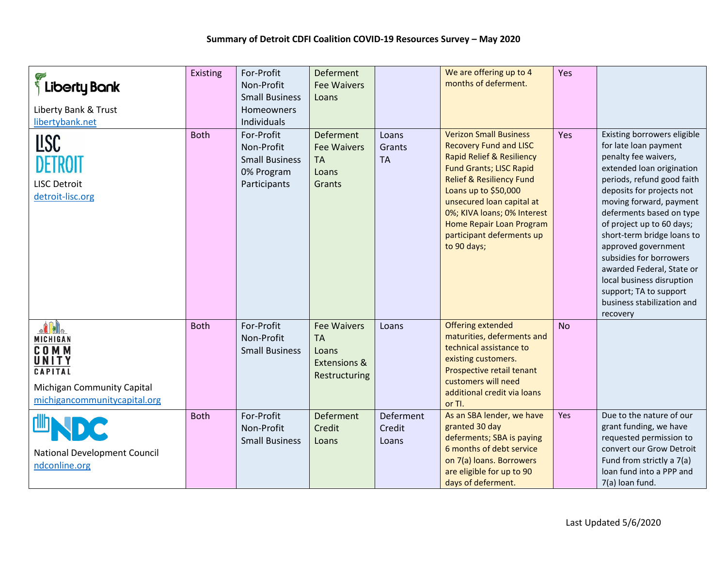# Summary of Detroit CDFI Coalition COVID-19 Resources Survey – May 2020

| | | | | | | | |
|---|---|---|---|---|---|---|---|
| Liberty Bank & Trust<br>libertybank.net | Existing | For-Profit<br>Non-Profit<br>Small Business<br>Homeowners<br>Individuals | Deferment<br>Fee Waivers<br>Loans | | We are offering up to 4 months of deferment. | Yes | |
| LISC Detroit<br>detroit-lisc.org | Both | For-Profit<br>Non-Profit<br>Small Business<br>0% Program Participants | Deferment<br>Fee Waivers<br>TA<br>Loans<br>Grants | Loans<br>Grants<br>TA | Verizon Small Business Recovery Fund and LISC Rapid Relief & Resiliency Fund Grants; LISC Rapid Relief & Resiliency Fund Loans up to $50,000 unsecured loan capital at 0%; KIVA loans; 0% Interest Home Repair Loan Program participant deferments up to 90 days; | Yes | Existing borrowers eligible for late loan payment penalty fee waivers, extended loan origination periods, refund good faith deposits for projects not moving forward, payment deferments based on type of project up to 60 days; short-term bridge loans to approved government subsidies for borrowers awarded Federal, State or local business disruption support; TA to support business stabilization and recovery |
| Michigan Community Capital<br>michigancommunitycapital.org | Both | For-Profit<br>Non-Profit<br>Small Business | Fee Waivers<br>TA<br>Loans<br>Extensions & Restructuring | Loans | Offering extended maturities, deferments and technical assistance to existing customers. Prospective retail tenant customers will need additional credit via loans or TI. | No | |
| National Development Council<br>ndconline.org | Both | For-Profit<br>Non-Profit<br>Small Business | Deferment<br>Credit<br>Loans | Deferment<br>Credit<br>Loans | As an SBA lender, we have granted 30 day deferments; SBA is paying 6 months of debt service on 7(a) loans. Borrowers are eligible for up to 90 days of deferment. | Yes | Due to the nature of our grant funding, we have requested permission to convert our Grow Detroit Fund from strictly a 7(a) loan fund into a PPP and 7(a) loan fund. |

Last Updated 5/6/2020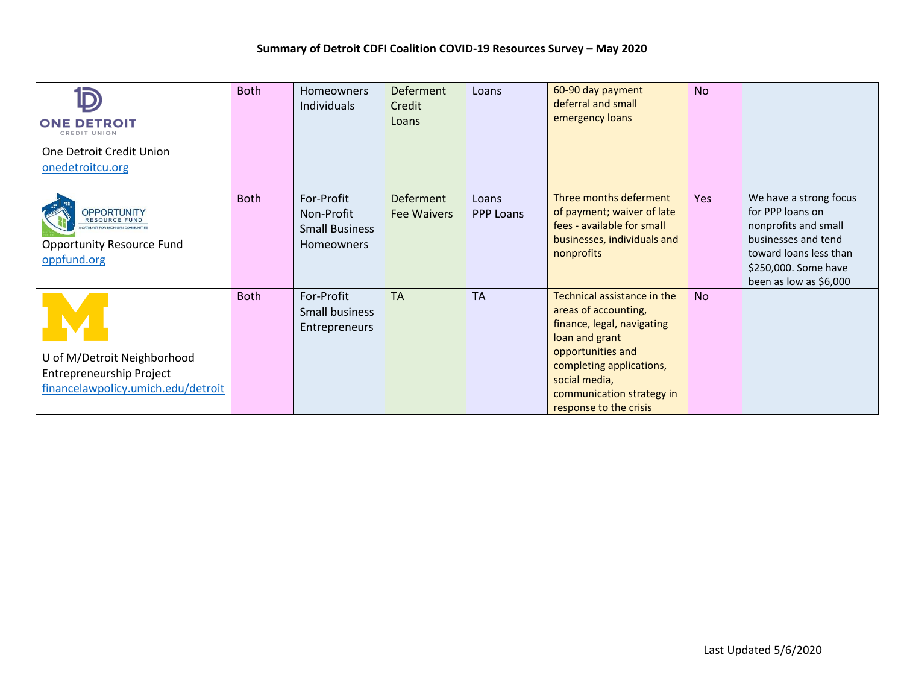### Summary of Detroit CDFI Coalition COVID-19 Resources Survey – May 2020

| | | | | | | | |
|---|---|---|---|---|---|---|---|
| ONE DETROIT CREDIT UNION<br>One Detroit Credit Union<br>onedetroitcu.org | Both | Homeowners<br>Individuals | Deferment<br>Credit<br>Loans | Loans | 60-90 day payment deferral and small emergency loans | No | |
| OPPORTUNITY RESOURCE FUND A CATALYST FOR MICHIGAN COMMUNITIES<br>Opportunity Resource Fund<br>oppfund.org | Both | For-Profit<br>Non-Profit<br>Small Business<br>Homeowners | Deferment<br>Fee Waivers | Loans<br>PPP Loans | Three months deferment of payment; waiver of late fees - available for small businesses, individuals and nonprofits | Yes | We have a strong focus for PPP loans on nonprofits and small businesses and tend toward loans less than $250,000. Some have been as low as $6,000 |
| U of M/Detroit Neighborhood Entrepreneurship Project<br>financelawpolicy.umich.edu/detroit | Both | For-Profit<br>Small business<br>Entrepreneurs | TA | TA | Technical assistance in the areas of accounting, finance, legal, navigating loan and grant opportunities and completing applications, social media, communication strategy in response to the crisis | No | |

Last Updated 5/6/2020